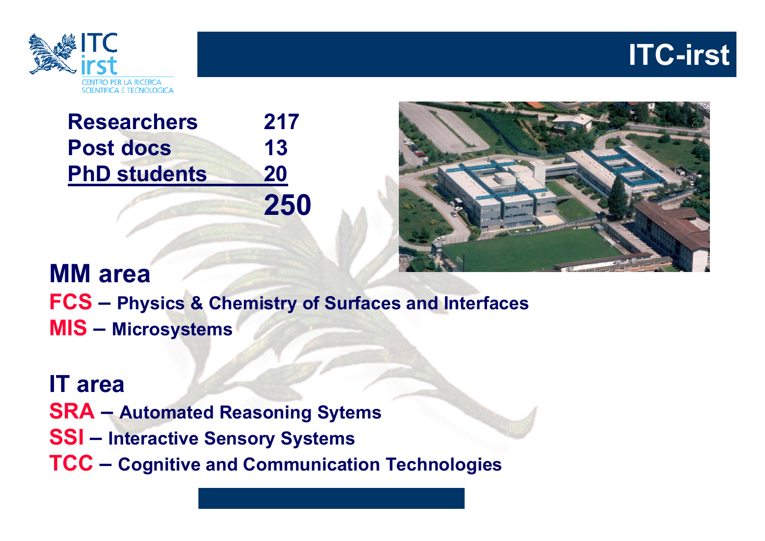# ITC-irst

| | |
|---|---|
| Researchers | 217 |
| Post docs | 13 |
| PhD students | 20 |
| | **250** |

## MM area

**FCS** – Physics & Chemistry of Surfaces and Interfaces

**MIS** – Microsystems

## IT area

**SRA** – Automated Reasoning Sytems

**SSI** – Interactive Sensory Systems

**TCC** – Cognitive and Communication Technologies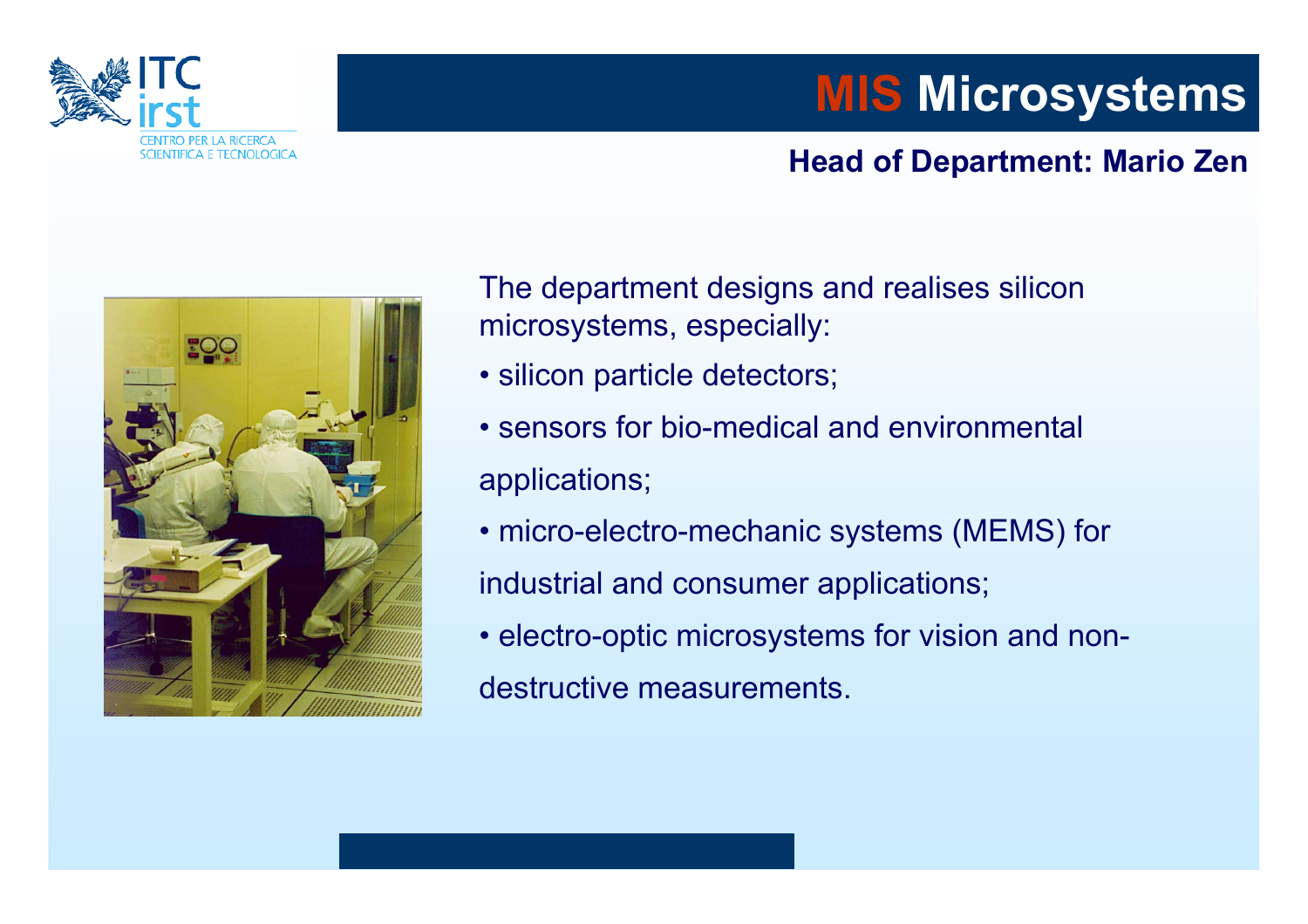# MIS Microsystems

**Head of Department: Mario Zen**

The department designs and realises silicon microsystems, especially:

- silicon particle detectors;
- sensors for bio-medical and environmental applications;
- micro-electro-mechanic systems (MEMS) for industrial and consumer applications;
- electro-optic microsystems for vision and non-destructive measurements.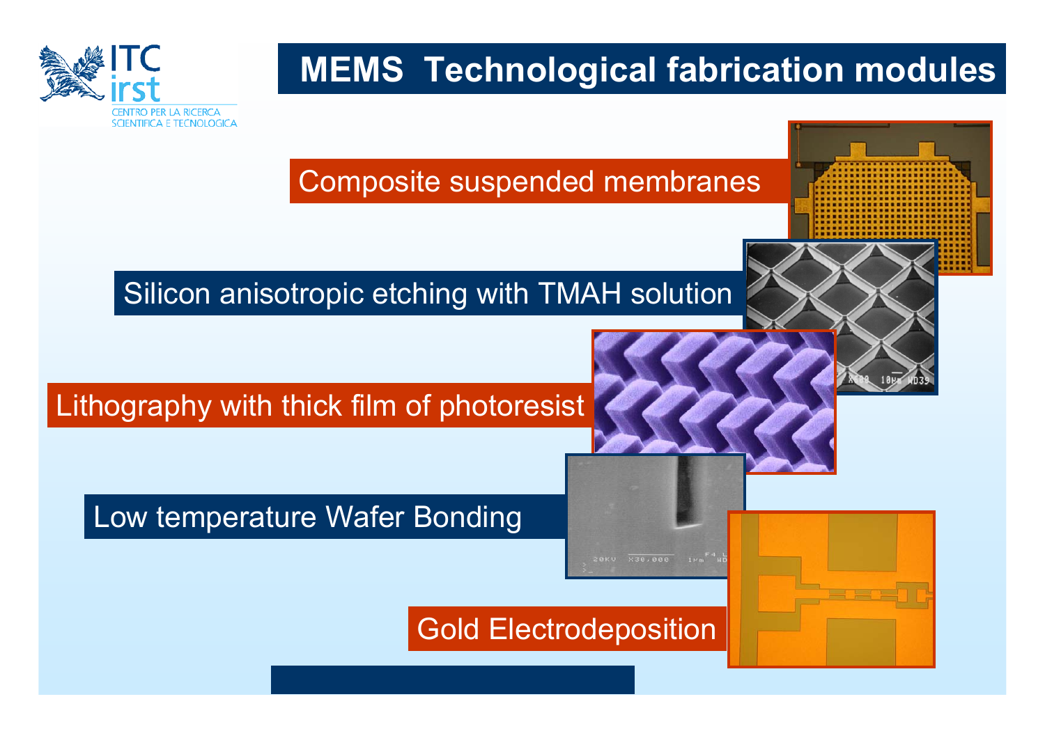# MEMS Technological fabrication modules

- Composite suspended membranes
- Silicon anisotropic etching with TMAH solution
- Lithography with thick film of photoresist
- Low temperature Wafer Bonding
- Gold Electrodeposition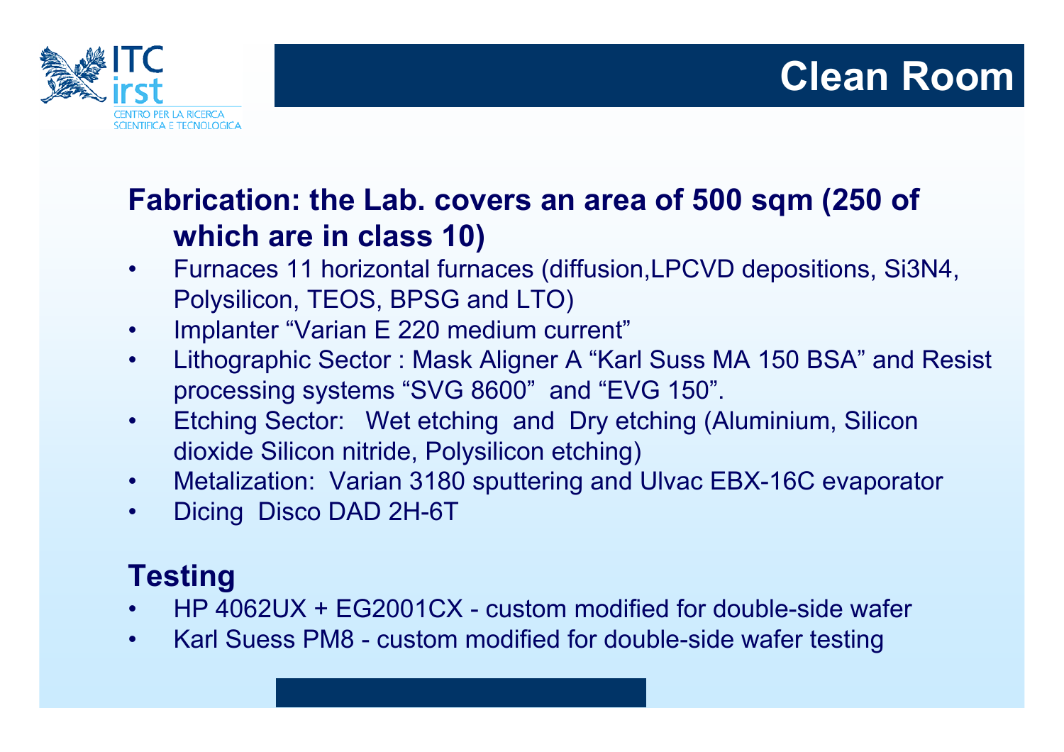# Clean Room

**Fabrication: the Lab. covers an area of 500 sqm (250 of which are in class 10)**

- Furnaces 11 horizontal furnaces (diffusion,LPCVD depositions, $Si_3N_4$, Polysilicon, TEOS, BPSG and LTO)
- Implanter "Varian E 220 medium current"
- Lithographic Sector : Mask Aligner A "Karl Suss MA 150 BSA" and Resist processing systems "SVG 8600" and "EVG 150".
- Etching Sector: Wet etching and Dry etching (Aluminium, Silicon dioxide Silicon nitride, Polysilicon etching)
- Metalization: Varian 3180 sputtering and Ulvac EBX-16C evaporator
- Dicing Disco DAD 2H-6T

**Testing**

- HP 4062UX + EG2001CX - custom modified for double-side wafer
- Karl Suess PM8 - custom modified for double-side wafer testing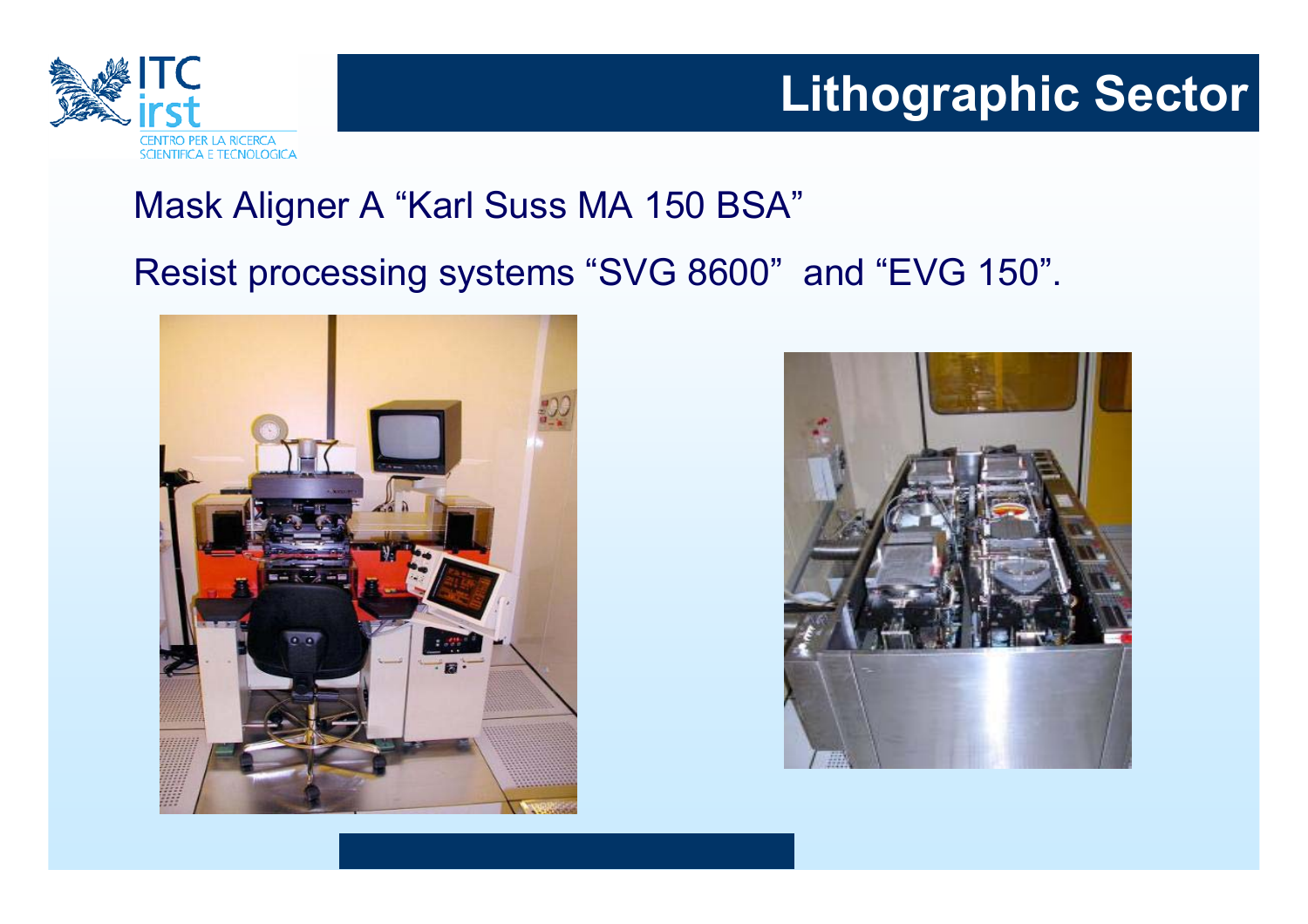# Lithographic Sector

Mask Aligner A “Karl Suss MA 150 BSA”

Resist processing systems “SVG 8600” and “EVG 150”.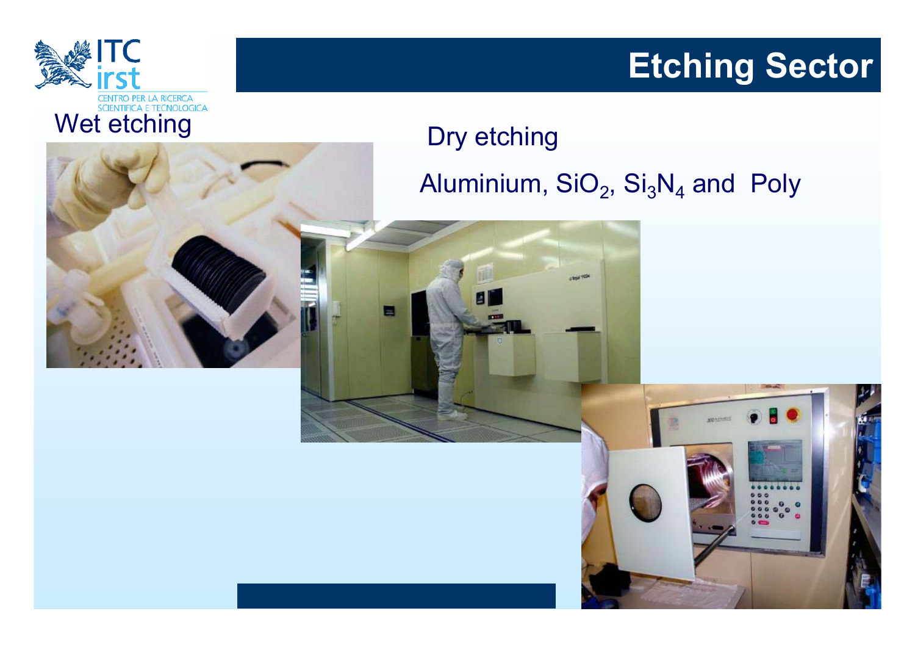# Etching Sector

Wet etching

Dry etching

Aluminium, $SiO_2$, $Si_3N_4$ and Poly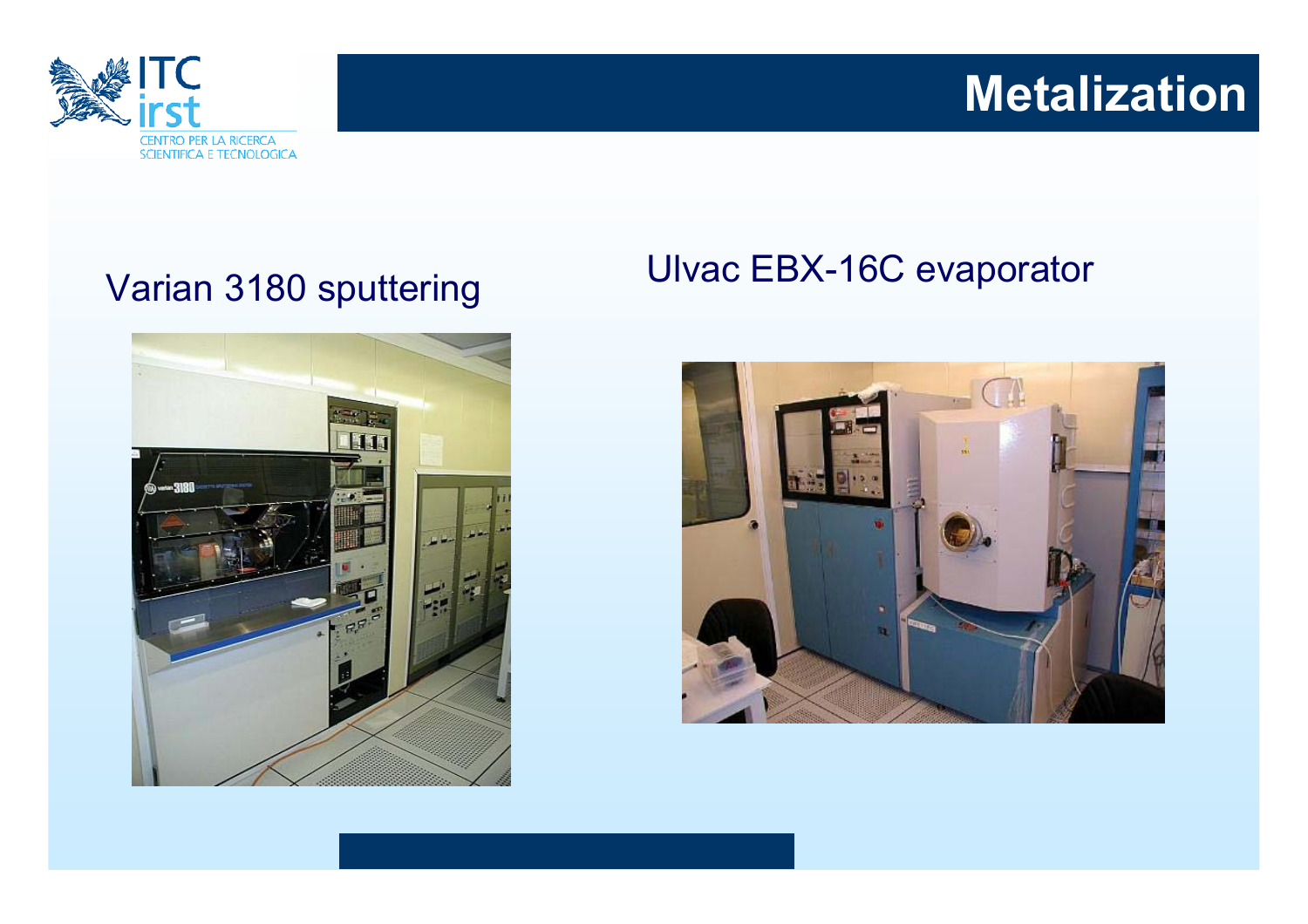# Metalization

Varian 3180 sputtering

Ulvac EBX-16C evaporator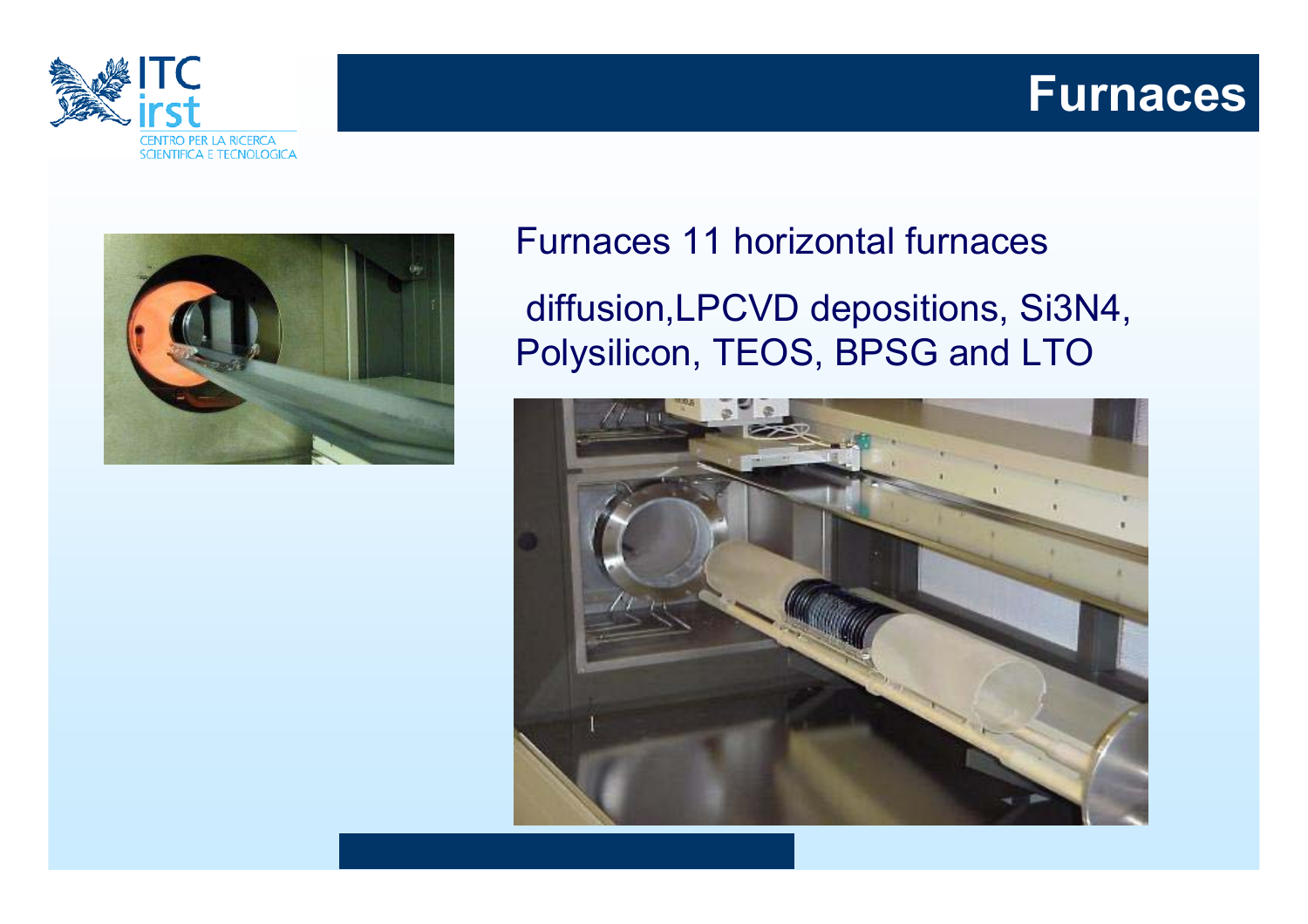# Furnaces

Furnaces 11 horizontal furnaces

diffusion,LPCVD depositions, $Si_3N_4$, Polysilicon, TEOS, BPSG and LTO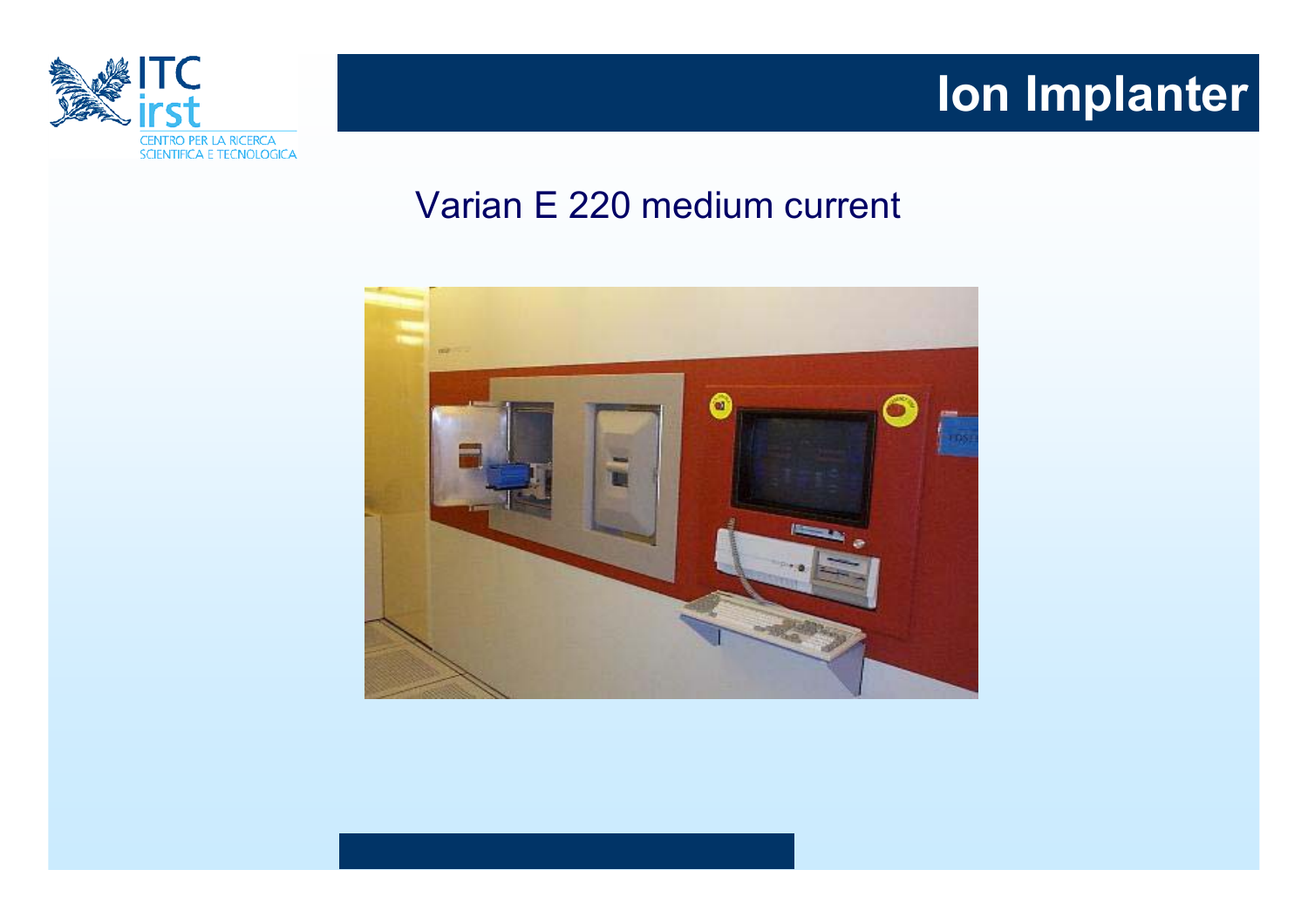# Ion Implanter

Varian E 220 medium current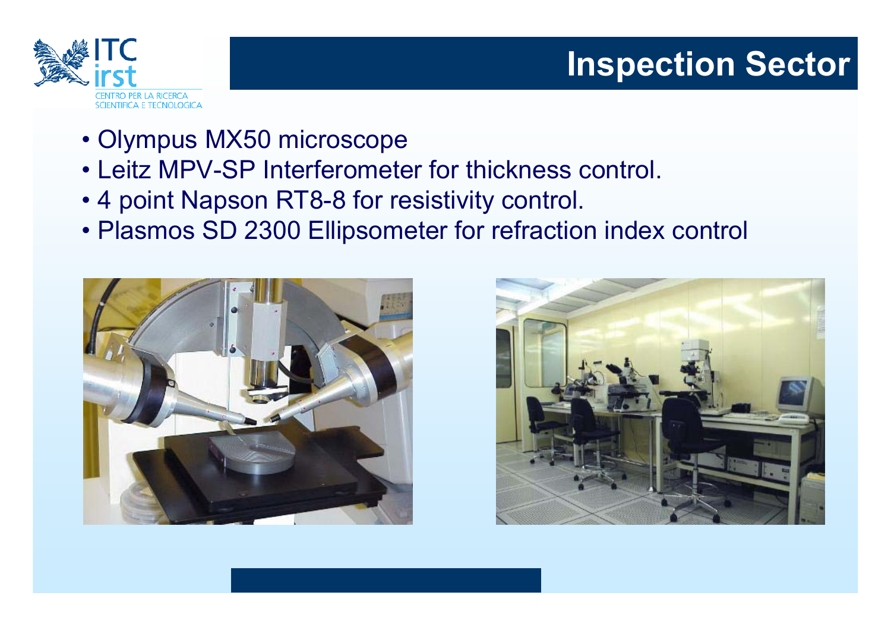# Inspection Sector

- Olympus MX50 microscope
- Leitz MPV-SP Interferometer for thickness control.
- 4 point Napson RT8-8 for resistivity control.
- Plasmos SD 2300 Ellipsometer for refraction index control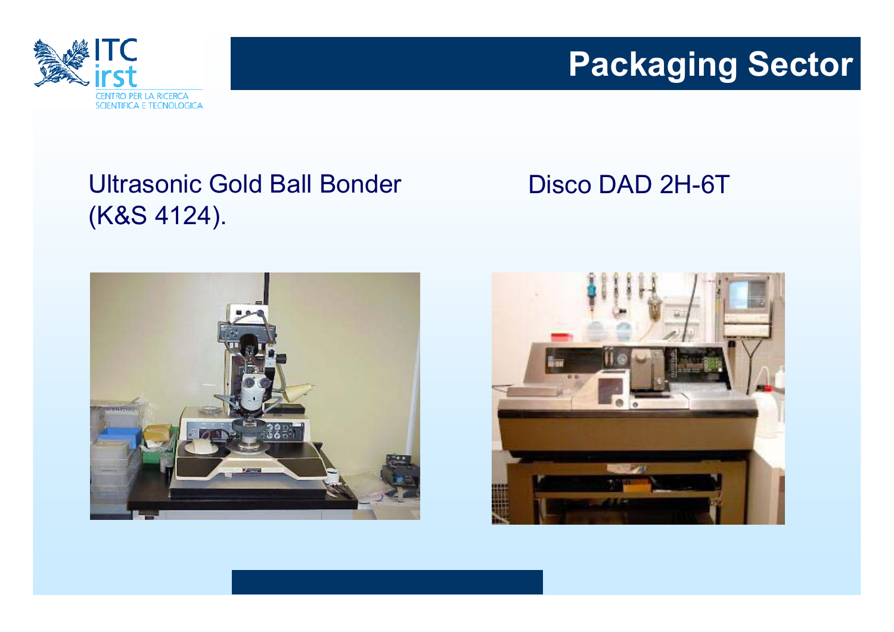# Packaging Sector

Ultrasonic Gold Ball Bonder (K&S 4124).

Disco DAD 2H-6T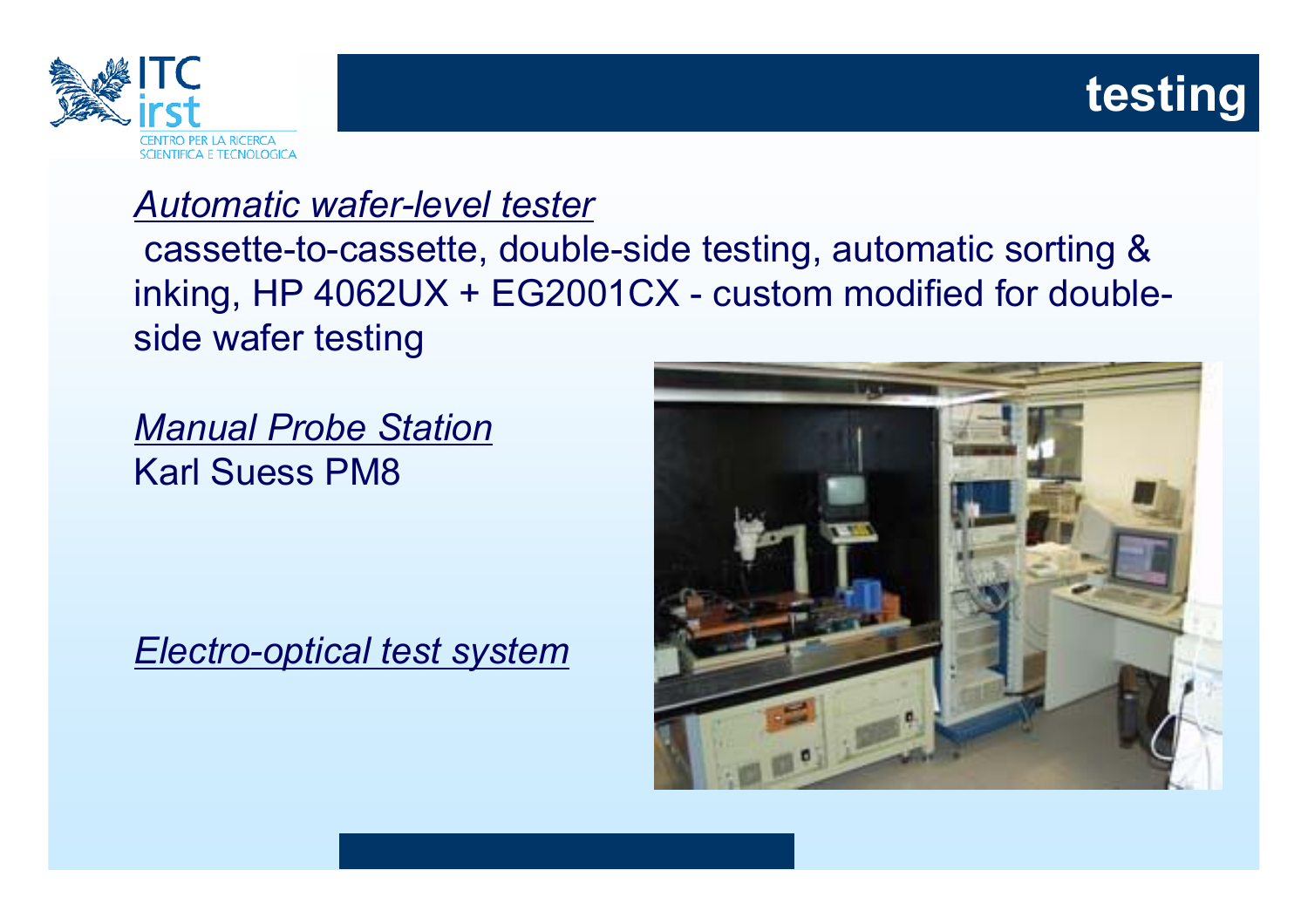# testing

*Automatic wafer-level tester*

cassette-to-cassette, double-side testing, automatic sorting & inking, HP 4062UX + EG2001CX - custom modified for double-side wafer testing

*Manual Probe Station*

Karl Suess PM8

*Electro-optical test system*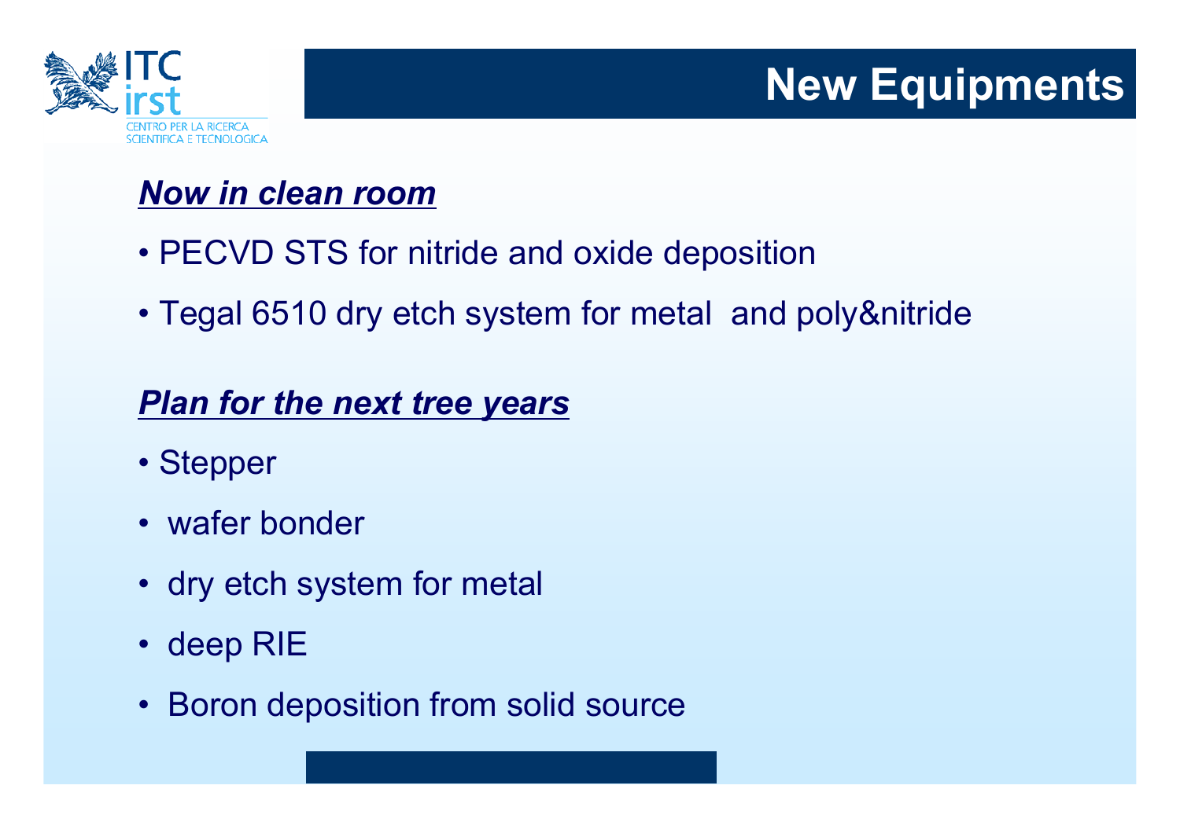# New Equipments

***Now in clean room***

- PECVD STS for nitride and oxide deposition
- Tegal 6510 dry etch system for metal and poly&nitride

***Plan for the next tree years***

- Stepper
- wafer bonder
- dry etch system for metal
- deep RIE
- Boron deposition from solid source